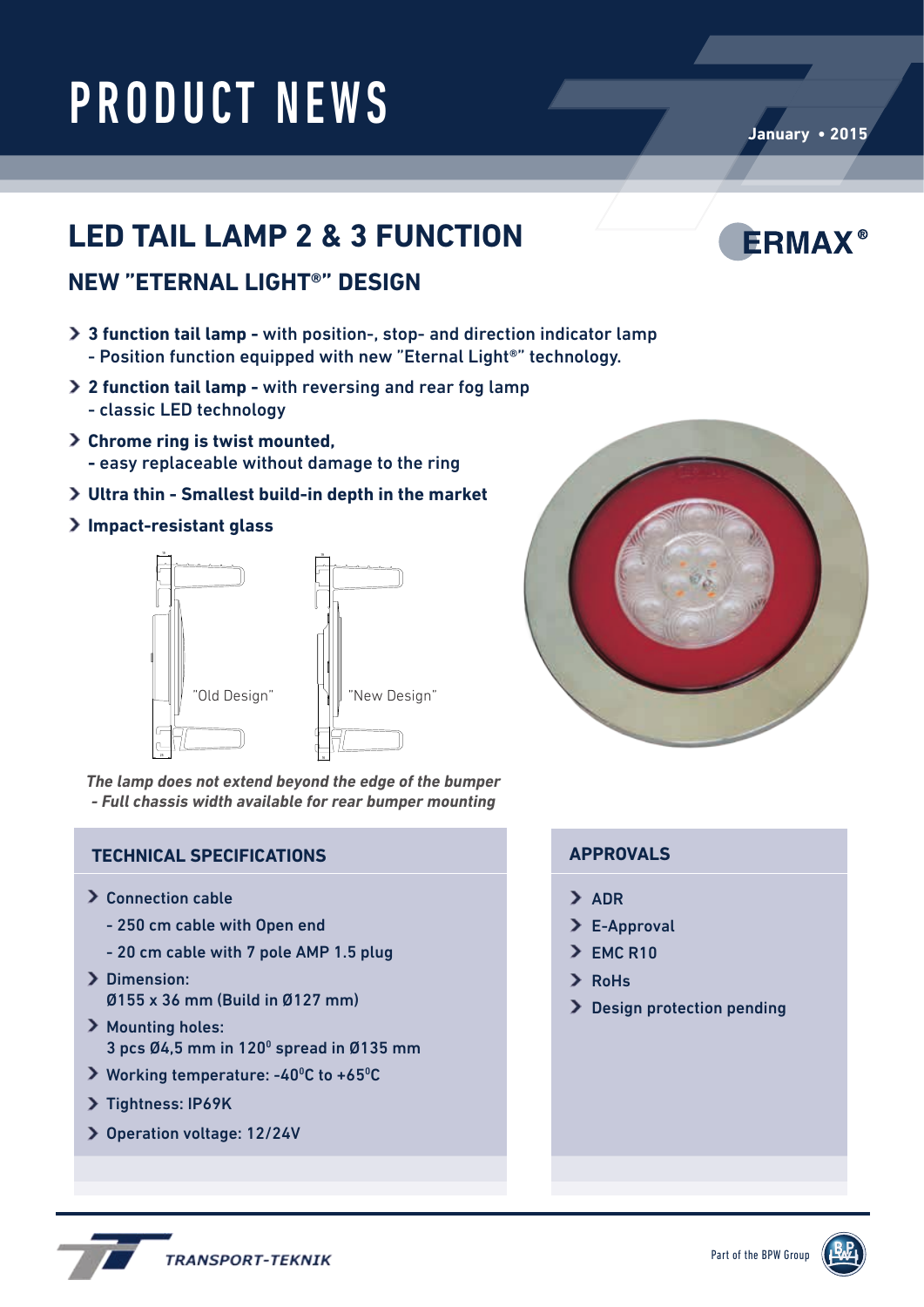# PRODUCT NEWS

January • 2015

## LED TAIL LAMP 2 & 3 FUNCTION

ERMAX®

### NEW "ETERNAL LIGHT®" DESIGN

- **3 function tail lamp -** with position-, stop- and direction indicator lamp
  - Position function equipped with new "Eternal Light®" technology.
- **2 function tail lamp -** with reversing and rear fog lamp
  - classic LED technology
- **Chrome ring is twist mounted,**
  **- easy replaceable without damage to the ring**
- **Ultra thin - Smallest build-in depth in the market**
- **Impact-resistant glass**

"Old Design" "New Design"

***The lamp does not extend beyond the edge of the bumper - Full chassis width available for rear bumper mounting***

### TECHNICAL SPECIFICATIONS

- Connection cable
  - 250 cm cable with Open end
  - 20 cm cable with 7 pole AMP 1.5 plug
- Dimension:
  Ø155 x 36 mm (Build in Ø127 mm)
- Mounting holes:
  3 pcs Ø4,5 mm in 120° spread in Ø135 mm
- Working temperature: -40°C to +65°C
- Tightness: IP69K
- Operation voltage: 12/24V

### APPROVALS

- ADR
- E-Approval
- EMC R10
- RoHs
- Design protection pending

TRANSPORT-TEKNIK

Part of the BPW Group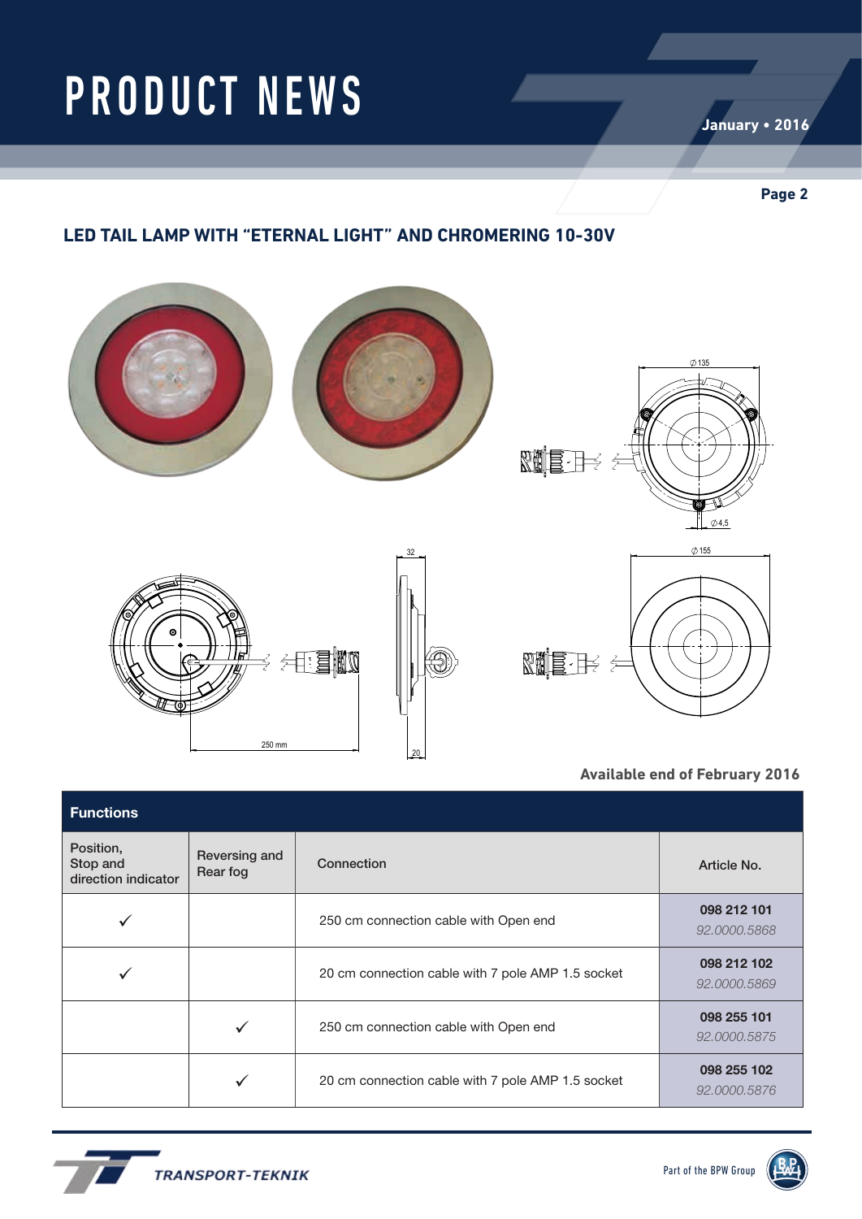# PRODUCT NEWS

January • 2016

## LED TAIL LAMP WITH "ETERNAL LIGHT" AND CHROMERING 10-30V

Ø135

Ø4,5

32

Ø155

250 mm

20

**Available end of February 2016**

| Functions | | | |
|---|---|---|---|
| Position, Stop and direction indicator | Reversing and Rear fog | Connection | Article No. |
| ✓ | | 250 cm connection cable with Open end | **098 212 101** *92.0000.5868* |
| ✓ | | 20 cm connection cable with 7 pole AMP 1.5 socket | **098 212 102** *92.0000.5869* |
| | ✓ | 250 cm connection cable with Open end | **098 255 101** *92.0000.5875* |
| | ✓ | 20 cm connection cable with 7 pole AMP 1.5 socket | **098 255 102** *92.0000.5876* |

TRANSPORT-TEKNIK

Part of the BPW Group